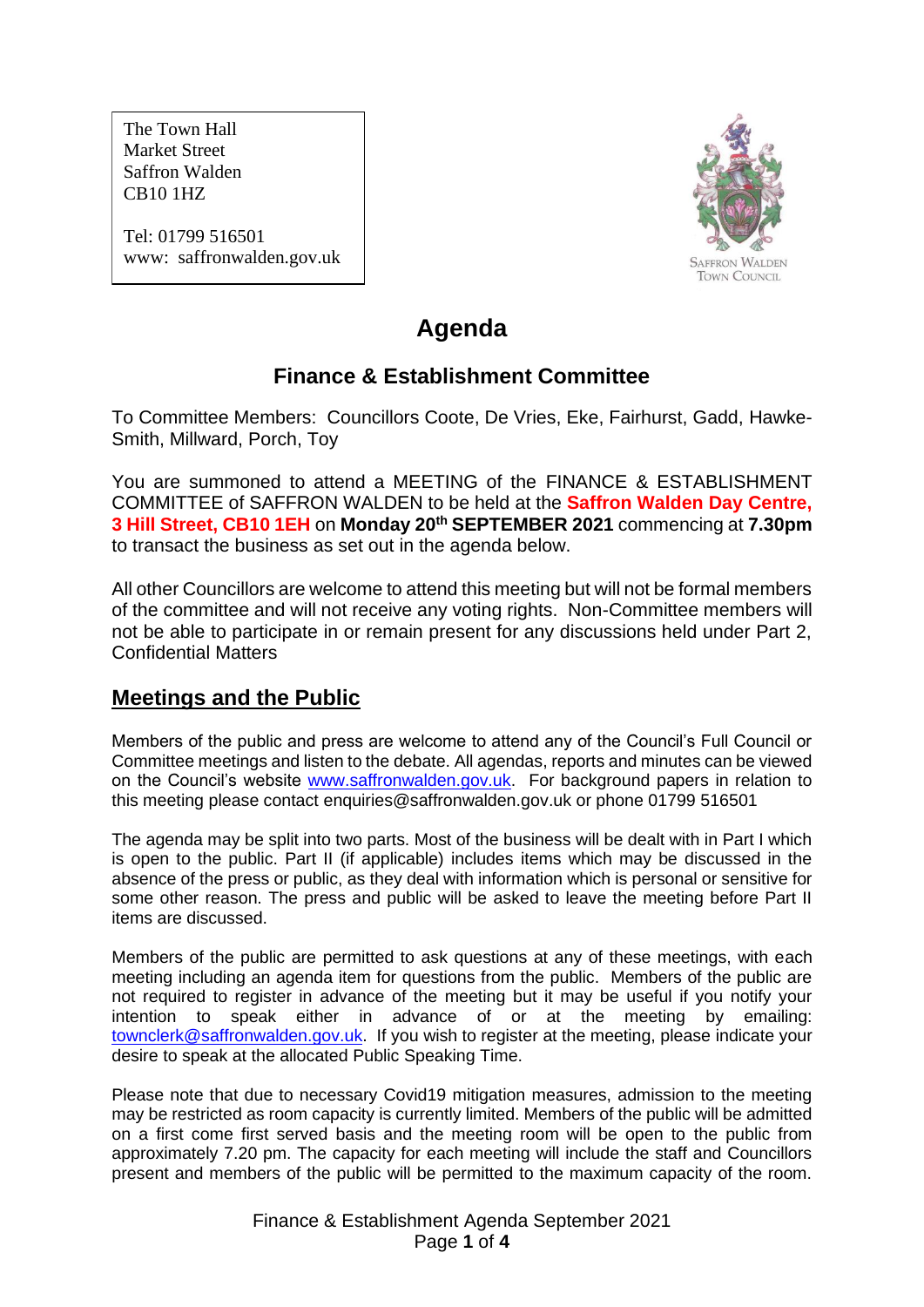The Town Hall
Market Street
Saffron Walden
CB10 1HZ

Tel: 01799 516501
www: saffronwalden.gov.uk

SAFFRON WALDEN
TOWN COUNCIL

# Agenda

## Finance & Establishment Committee

To Committee Members: Councillors Coote, De Vries, Eke, Fairhurst, Gadd, Hawke-Smith, Millward, Porch, Toy

You are summoned to attend a MEETING of the FINANCE & ESTABLISHMENT COMMITTEE of SAFFRON WALDEN to be held at the **Saffron Walden Day Centre, 3 Hill Street, CB10 1EH** on **Monday 20th SEPTEMBER 2021** commencing at **7.30pm** to transact the business as set out in the agenda below.

All other Councillors are welcome to attend this meeting but will not be formal members of the committee and will not receive any voting rights. Non-Committee members will not be able to participate in or remain present for any discussions held under Part 2, Confidential Matters

## Meetings and the Public

Members of the public and press are welcome to attend any of the Council's Full Council or Committee meetings and listen to the debate. All agendas, reports and minutes can be viewed on the Council's website [www.saffronwalden.gov.uk](http://www.saffronwalden.gov.uk). For background papers in relation to this meeting please contact enquiries@saffronwalden.gov.uk or phone 01799 516501

The agenda may be split into two parts. Most of the business will be dealt with in Part I which is open to the public. Part II (if applicable) includes items which may be discussed in the absence of the press or public, as they deal with information which is personal or sensitive for some other reason. The press and public will be asked to leave the meeting before Part II items are discussed.

Members of the public are permitted to ask questions at any of these meetings, with each meeting including an agenda item for questions from the public. Members of the public are not required to register in advance of the meeting but it may be useful if you notify your intention to speak either in advance of or at the meeting by emailing: [townclerk@saffronwalden.gov.uk](mailto:townclerk@saffronwalden.gov.uk). If you wish to register at the meeting, please indicate your desire to speak at the allocated Public Speaking Time.

Please note that due to necessary Covid19 mitigation measures, admission to the meeting may be restricted as room capacity is currently limited. Members of the public will be admitted on a first come first served basis and the meeting room will be open to the public from approximately 7.20 pm. The capacity for each meeting will include the staff and Councillors present and members of the public will be permitted to the maximum capacity of the room.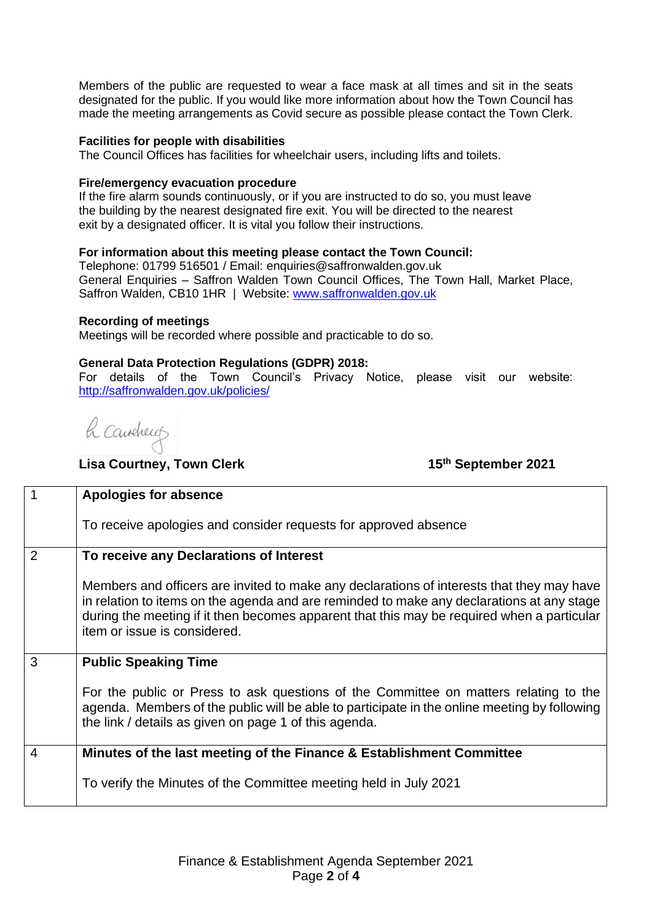Members of the public are requested to wear a face mask at all times and sit in the seats designated for the public. If you would like more information about how the Town Council has made the meeting arrangements as Covid secure as possible please contact the Town Clerk.

**Facilities for people with disabilities**
The Council Offices has facilities for wheelchair users, including lifts and toilets.

**Fire/emergency evacuation procedure**
If the fire alarm sounds continuously, or if you are instructed to do so, you must leave the building by the nearest designated fire exit. You will be directed to the nearest exit by a designated officer. It is vital you follow their instructions.

**For information about this meeting please contact the Town Council:**
Telephone: 01799 516501 / Email: enquiries@saffronwalden.gov.uk
General Enquiries – Saffron Walden Town Council Offices, The Town Hall, Market Place, Saffron Walden, CB10 1HR | Website: [www.saffronwalden.gov.uk](http://www.saffronwalden.gov.uk)

**Recording of meetings**
Meetings will be recorded where possible and practicable to do so.

**General Data Protection Regulations (GDPR) 2018:**
For details of the Town Council's Privacy Notice, please visit our website: [http://saffronwalden.gov.uk/policies/](http://saffronwalden.gov.uk/policies/)

L Courtney

**Lisa Courtney, Town Clerk** **15th September 2021**

| | |
|---|---|
| 1 | **Apologies for absence**<br><br>To receive apologies and consider requests for approved absence |
| 2 | **To receive any Declarations of Interest**<br><br>Members and officers are invited to make any declarations of interests that they may have in relation to items on the agenda and are reminded to make any declarations at any stage during the meeting if it then becomes apparent that this may be required when a particular item or issue is considered. |
| 3 | **Public Speaking Time**<br><br>For the public or Press to ask questions of the Committee on matters relating to the agenda. Members of the public will be able to participate in the online meeting by following the link / details as given on page 1 of this agenda. |
| 4 | **Minutes of the last meeting of the Finance & Establishment Committee**<br><br>To verify the Minutes of the Committee meeting held in July 2021 |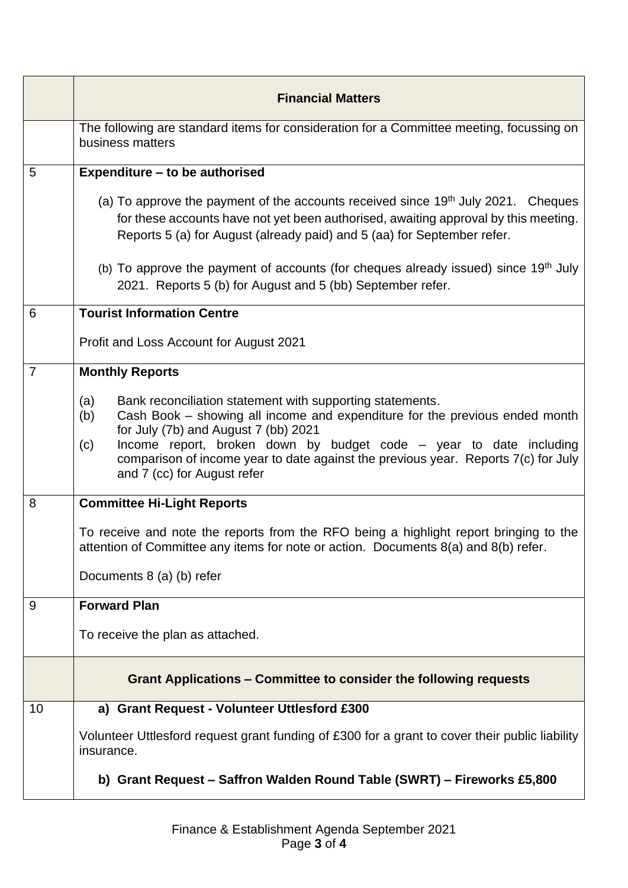| | **Financial Matters** |
|---|---|
| | The following are standard items for consideration for a Committee meeting, focussing on business matters |
| 5 | **Expenditure – to be authorised**<br><br>(a) To approve the payment of the accounts received since 19th July 2021. Cheques for these accounts have not yet been authorised, awaiting approval by this meeting. Reports 5 (a) for August (already paid) and 5 (aa) for September refer.<br><br>(b) To approve the payment of accounts (for cheques already issued) since 19th July 2021. Reports 5 (b) for August and 5 (bb) September refer. |
| 6 | **Tourist Information Centre**<br><br>Profit and Loss Account for August 2021 |
| 7 | **Monthly Reports**<br><br>(a) Bank reconciliation statement with supporting statements.<br>(b) Cash Book – showing all income and expenditure for the previous ended month for July (7b) and August 7 (bb) 2021<br>(c) Income report, broken down by budget code – year to date including comparison of income year to date against the previous year. Reports 7(c) for July and 7 (cc) for August refer |
| 8 | **Committee Hi-Light Reports**<br><br>To receive and note the reports from the RFO being a highlight report bringing to the attention of Committee any items for note or action. Documents 8(a) and 8(b) refer.<br><br>Documents 8 (a) (b) refer |
| 9 | **Forward Plan**<br><br>To receive the plan as attached. |
| | **Grant Applications – Committee to consider the following requests** |
| 10 | **a) Grant Request - Volunteer Uttlesford £300**<br><br>Volunteer Uttlesford request grant funding of £300 for a grant to cover their public liability insurance.<br><br>**b) Grant Request – Saffron Walden Round Table (SWRT) – Fireworks £5,800** |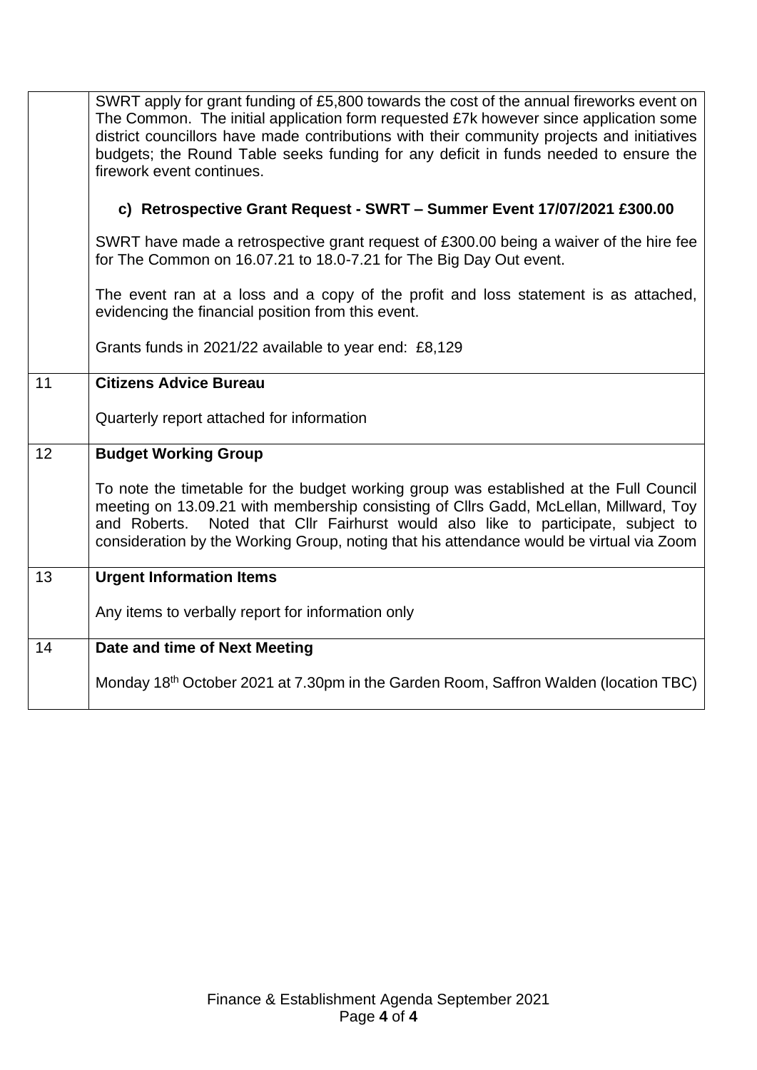| | |
|---|---|
| | SWRT apply for grant funding of £5,800 towards the cost of the annual fireworks event on The Common. The initial application form requested £7k however since application some district councillors have made contributions with their community projects and initiatives budgets; the Round Table seeks funding for any deficit in funds needed to ensure the firework event continues.<br><br>**c) Retrospective Grant Request - SWRT – Summer Event 17/07/2021 £300.00**<br><br>SWRT have made a retrospective grant request of £300.00 being a waiver of the hire fee for The Common on 16.07.21 to 18.0-7.21 for The Big Day Out event.<br><br>The event ran at a loss and a copy of the profit and loss statement is as attached, evidencing the financial position from this event.<br><br>Grants funds in 2021/22 available to year end: £8,129 |
| 11 | **Citizens Advice Bureau**<br><br>Quarterly report attached for information |
| 12 | **Budget Working Group**<br><br>To note the timetable for the budget working group was established at the Full Council meeting on 13.09.21 with membership consisting of Cllrs Gadd, McLellan, Millward, Toy and Roberts. Noted that Cllr Fairhurst would also like to participate, subject to consideration by the Working Group, noting that his attendance would be virtual via Zoom |
| 13 | **Urgent Information Items**<br><br>Any items to verbally report for information only |
| 14 | **Date and time of Next Meeting**<br><br>Monday 18th October 2021 at 7.30pm in the Garden Room, Saffron Walden (location TBC) |